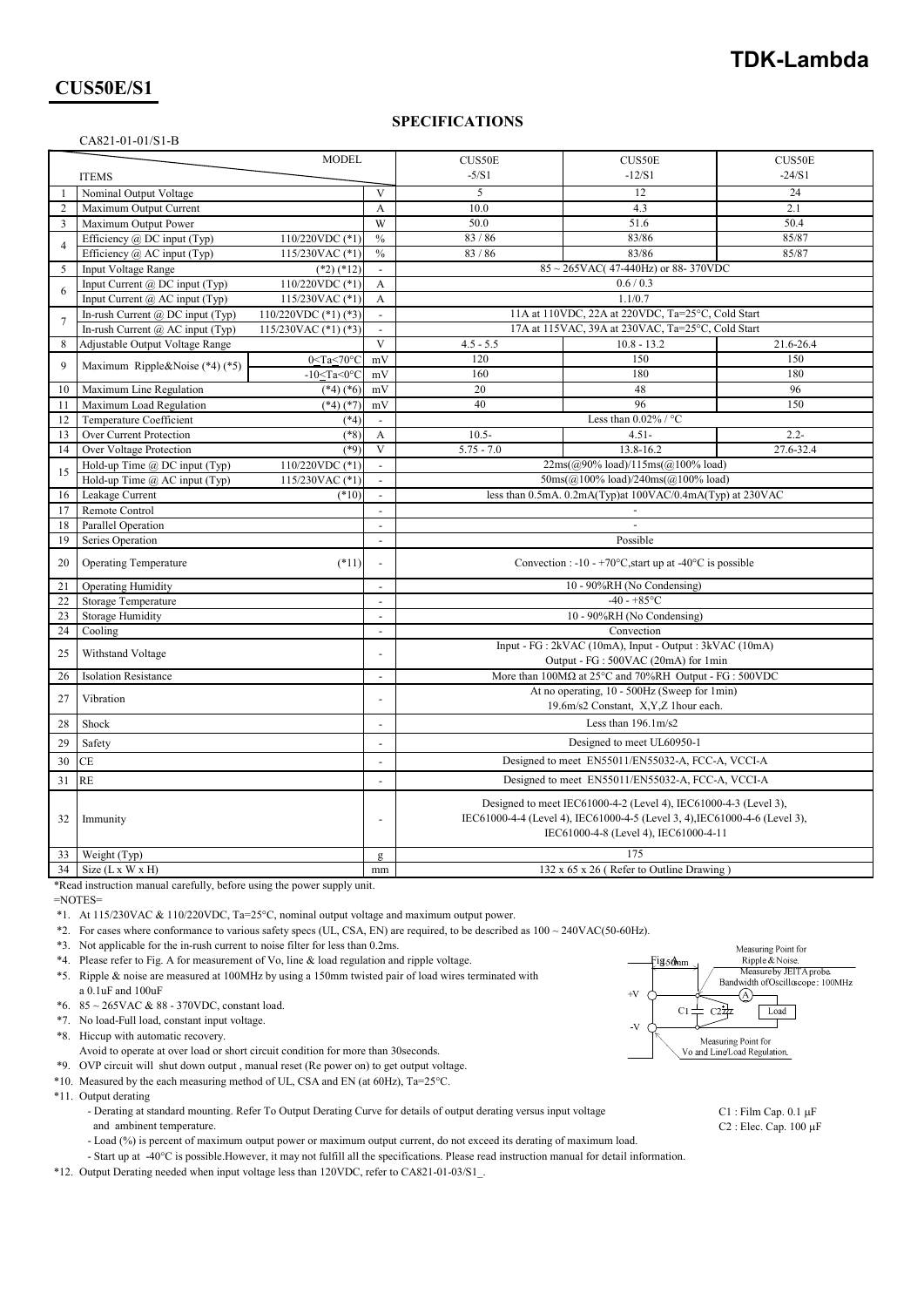# CUS50E/S1

## SPECIFICATIONS

CA821-01-01/S1-B

| No. | ITEMS | | | MODEL CUS50E -5/S1 | CUS50E -12/S1 | CUS50E -24/S1 |
|---|---|---|---|---|---|---|
| 1 | Nominal Output Voltage | | V | 5 | 12 | 24 |
| 2 | Maximum Output Current | | A | 10.0 | 4.3 | 2.1 |
| 3 | Maximum Output Power | | W | 50.0 | 51.6 | 50.4 |
| 4 | Efficiency @ DC input (Typ) | 110/220VDC (*1) | % | 83 / 86 | 83/86 | 85/87 |
| | Efficiency @ AC input (Typ) | 115/230VAC (*1) | % | 83 / 86 | 83/86 | 85/87 |
| 5 | Input Voltage Range | (*2) (*12) | - | 85 ~ 265VAC( 47-440Hz) or 88- 370VDC | | |
| 6 | Input Current @ DC input (Typ) | 110/220VDC (*1) | A | 0.6 / 0.3 | | |
| | Input Current @ AC input (Typ) | 115/230VAC (*1) | A | 1.1/0.7 | | |
| 7 | In-rush Current @ DC input (Typ) | 110/220VDC (*1) (*3) | - | 11A at 110VDC, 22A at 220VDC, Ta=25°C, Cold Start | | |
| | In-rush Current @ AC input (Typ) | 115/230VAC (*1) (*3) | - | 17A at 115VAC, 39A at 230VAC, Ta=25°C, Cold Start | | |
| 8 | Adjustable Output Voltage Range | | V | 4.5 - 5.5 | 10.8 - 13.2 | 21.6-26.4 |
| 9 | Maximum Ripple&Noise (*4) (*5) | 0<Ta<70°C | mV | 120 | 150 | 150 |
| | | -10≤Ta<0°C | mV | 160 | 180 | 180 |
| 10 | Maximum Line Regulation | (*4) (*6) | mV | 20 | 48 | 96 |
| 11 | Maximum Load Regulation | (*4) (*7) | mV | 40 | 96 | 150 |
| 12 | Temperature Coefficient | (*4) | - | Less than 0.02% / °C | | |
| 13 | Over Current Protection | (*8) | A | 10.5- | 4.51- | 2.2- |
| 14 | Over Voltage Protection | (*9) | V | 5.75 - 7.0 | 13.8-16.2 | 27.6-32.4 |
| 15 | Hold-up Time @ DC input (Typ) | 110/220VDC (*1) | - | 22ms(@90% load)/115ms(@100% load) | | |
| | Hold-up Time @ AC input (Typ) | 115/230VAC (*1) | - | 50ms(@100% load)/240ms(@100% load) | | |
| 16 | Leakage Current | (*10) | - | less than 0.5mA. 0.2mA(Typ)at 100VAC/0.4mA(Typ) at 230VAC | | |
| 17 | Remote Control | | - | - | | |
| 18 | Parallel Operation | | - | - | | |
| 19 | Series Operation | | - | Possible | | |
| 20 | Operating Temperature | (*11) | - | Convection : -10 - +70°C,start up at -40°C is possible | | |
| 21 | Operating Humidity | | - | 10 - 90%RH (No Condensing) | | |
| 22 | Storage Temperature | | - | -40 - +85°C | | |
| 23 | Storage Humidity | | - | 10 - 90%RH (No Condensing) | | |
| 24 | Cooling | | - | Convection | | |
| 25 | Withstand Voltage | | - | Input - FG : 2kVAC (10mA), Input - Output : 3kVAC (10mA) Output - FG : 500VAC (20mA) for 1min | | |
| 26 | Isolation Resistance | | - | More than 100MΩ at 25°C and 70%RH Output - FG : 500VDC | | |
| 27 | Vibration | | - | At no operating, 10 - 500Hz (Sweep for 1min) 19.6m/s2 Constant, X,Y,Z 1hour each. | | |
| 28 | Shock | | - | Less than 196.1m/s2 | | |
| 29 | Safety | | - | Designed to meet UL60950-1 | | |
| 30 | CE | | - | Designed to meet EN55011/EN55032-A, FCC-A, VCCI-A | | |
| 31 | RE | | - | Designed to meet EN55011/EN55032-A, FCC-A, VCCI-A | | |
| 32 | Immunity | | - | Designed to meet IEC61000-4-2 (Level 4), IEC61000-4-3 (Level 3), IEC61000-4-4 (Level 4), IEC61000-4-5 (Level 3, 4),IEC61000-4-6 (Level 3), IEC61000-4-8 (Level 4), IEC61000-4-11 | | |
| 33 | Weight (Typ) | | g | 175 | | |
| 34 | Size (L x W x H) | | mm | 132 x 65 x 26 ( Refer to Outline Drawing ) | | |

*Read instruction manual carefully, before using the power supply unit.

=NOTES=

*1. At 115/230VAC & 110/220VDC, Ta=25°C, nominal output voltage and maximum output power.

*2. For cases where conformance to various safety specs (UL, CSA, EN) are required, to be described as 100 ~ 240VAC(50-60Hz).

*3. Not applicable for the in-rush current to noise filter for less than 0.2ms.

*4. Please refer to Fig. A for measurement of Vo, line & load regulation and ripple voltage.

*5. Ripple & noise are measured at 100MHz by using a 150mm twisted pair of load wires terminated with a 0.1uF and 100uF

*6. 85 ~ 265VAC & 88 - 370VDC, constant load.

*7. No load-Full load, constant input voltage.

*8. Hiccup with automatic recovery.
Avoid to operate at over load or short circuit condition for more than 30seconds.

*9. OVP circuit will shut down output , manual reset (Re power on) to get output voltage.

*10. Measured by the each measuring method of UL, CSA and EN (at 60Hz), Ta=25°C.

*11. Output derating
- Derating at standard mounting. Refer To Output Derating Curve for details of output derating versus input voltage and ambient temperature.
- Load (%) is percent of maximum output power or maximum output current, do not exceed its derating of maximum load.
- Start up at -40°C is possible.However, it may not fulfill all the specifications. Please read instruction manual for detail information.

*12. Output Derating needed when input voltage less than 120VDC, refer to CA821-01-03/S1_.

Fig. A — 150mm; Measuring Point for Ripple & Noise. Measure by JEITA probe. Bandwidth of Oscilloscope : 100MHz; +V, -V, C1, C2, Load; Measuring Point for Vo and Line/Load Regulation.

C1 : Film Cap. 0.1 μF
C2 : Elec. Cap. 100 μF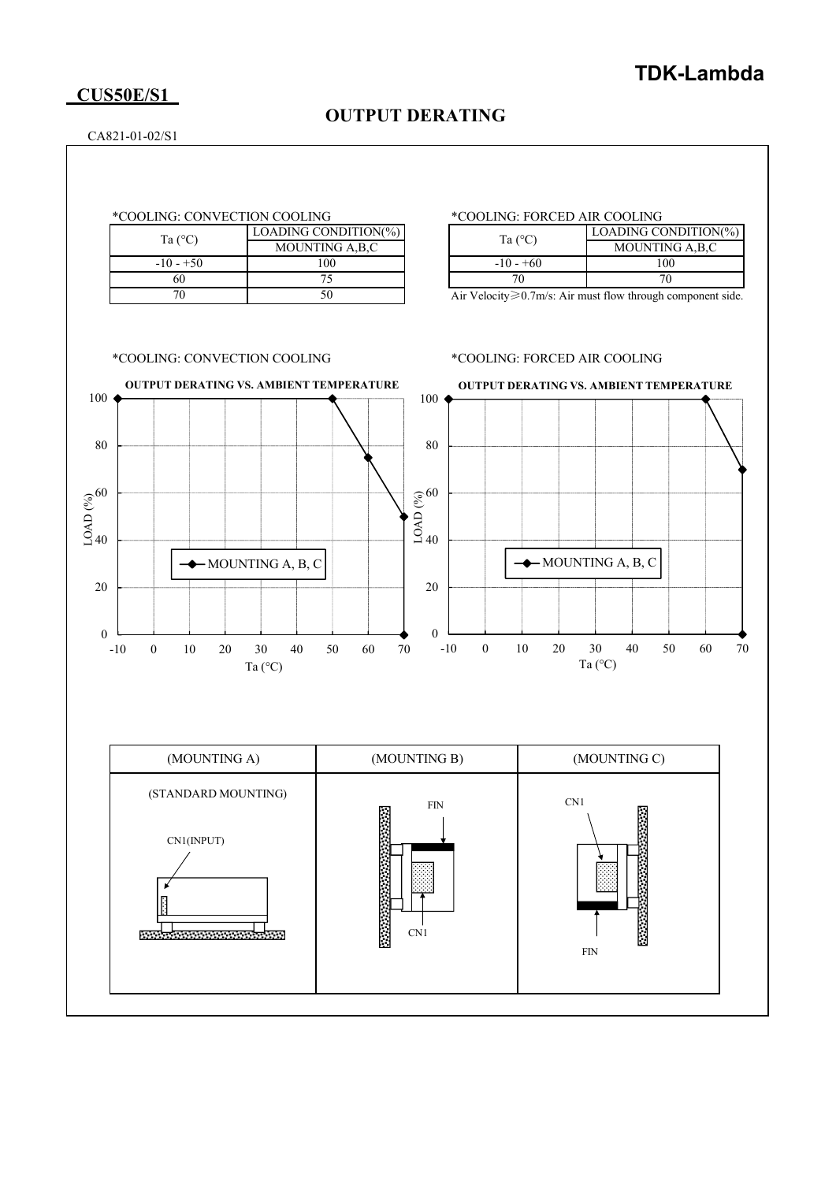**CUS50E/S1**

## OUTPUT DERATING

CA821-01-02/S1

*COOLING: CONVECTION COOLING

| Ta (°C) | LOADING CONDITION(%) |
|---|---|
| | MOUNTING A,B,C |
| -10 - +50 | 100 |
| 60 | 75 |
| 70 | 50 |

*COOLING: FORCED AIR COOLING

| Ta (°C) | LOADING CONDITION(%) |
|---|---|
| | MOUNTING A,B,C |
| -10 - +60 | 100 |
| 70 | 70 |

Air Velocity≧0.7m/s: Air must flow through component side.

*COOLING: CONVECTION COOLING

**OUTPUT DERATING VS. AMBIENT TEMPERATURE**

LOAD (%) vs. Ta (°C) — MOUNTING A, B, C

*COOLING: FORCED AIR COOLING

**OUTPUT DERATING VS. AMBIENT TEMPERATURE**

LOAD (%) vs. Ta (°C) — MOUNTING A, B, C

| (MOUNTING A) | (MOUNTING B) | (MOUNTING C) |
|---|---|---|
| (STANDARD MOUNTING) CN1(INPUT) | FIN, CN1 | CN1, FIN |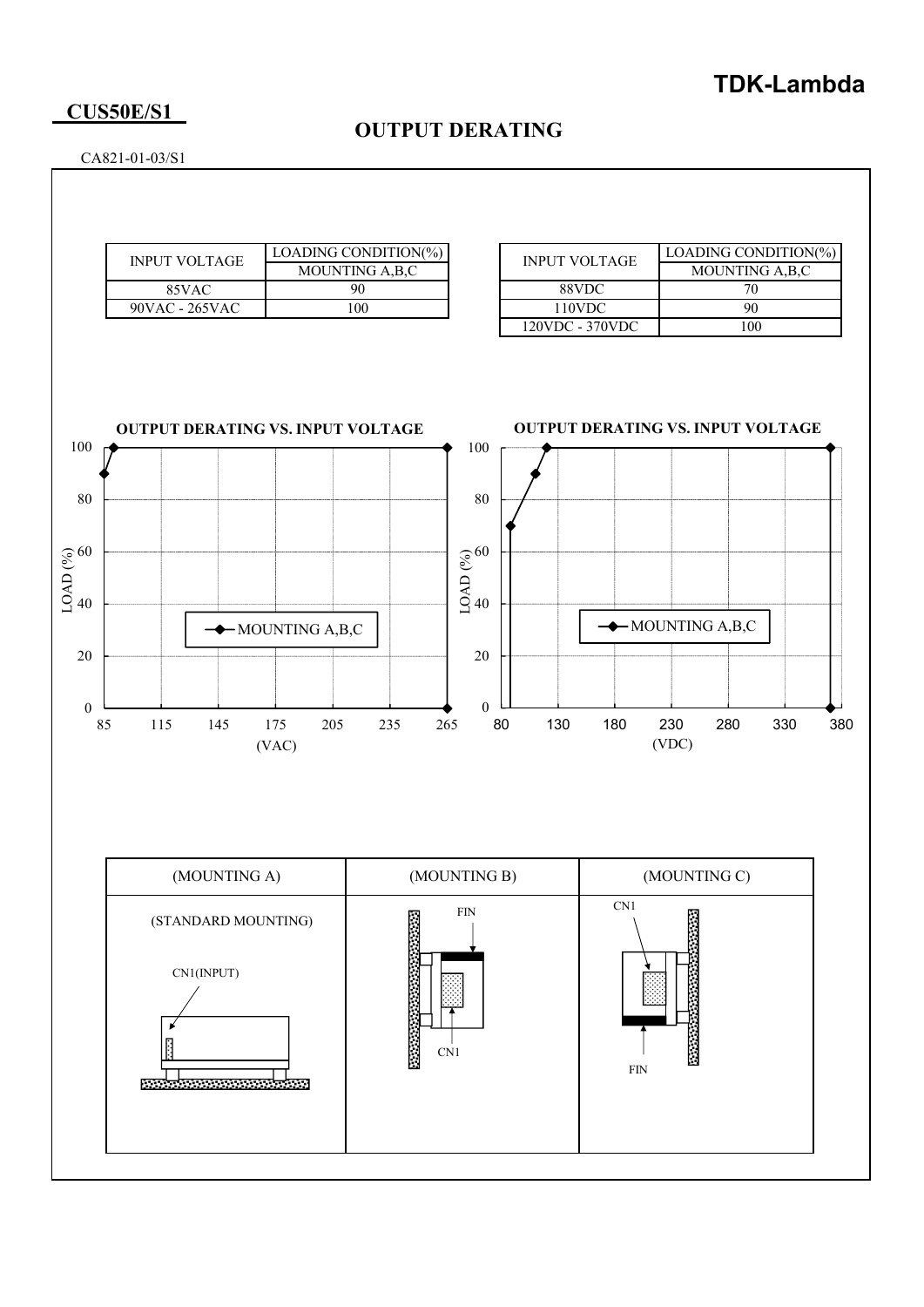**CUS50E/S1**

CA821-01-03/S1

## OUTPUT DERATING

| INPUT VOLTAGE | LOADING CONDITION(%) |
|---|---|
| | MOUNTING A,B,C |
| 85VAC | 90 |
| 90VAC - 265VAC | 100 |

| INPUT VOLTAGE | LOADING CONDITION(%) |
|---|---|
| | MOUNTING A,B,C |
| 88VDC | 70 |
| 110VDC | 90 |
| 120VDC - 370VDC | 100 |

**OUTPUT DERATING VS. INPUT VOLTAGE**

LOAD (%)

0
20
40
60
80
100

85 115 145 175 205 235 265

(VAC)

MOUNTING A,B,C

**OUTPUT DERATING VS. INPUT VOLTAGE**

LOAD (%)

0
20
40
60
80
100

80 130 180 230 280 330 380

(VDC)

MOUNTING A,B,C

(MOUNTING A)

(STANDARD MOUNTING)

CN1(INPUT)

(MOUNTING B)

FIN

CN1

(MOUNTING C)

CN1

FIN